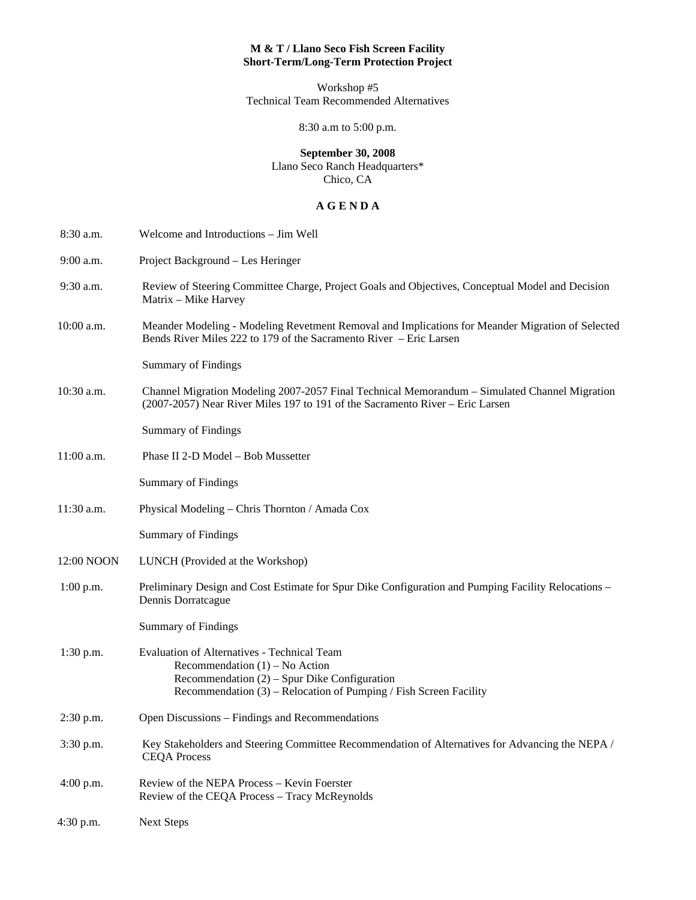**M & T / Llano Seco Fish Screen Facility**
**Short-Term/Long-Term Protection Project**

Workshop #5
Technical Team Recommended Alternatives

8:30 a.m to 5:00 p.m.

**September 30, 2008**
Llano Seco Ranch Headquarters*
Chico, CA

**A G E N D A**

| | |
|---|---|
| 8:30 a.m. | Welcome and Introductions – Jim Well |
| 9:00 a.m. | Project Background – Les Heringer |
| 9:30 a.m. | Review of Steering Committee Charge, Project Goals and Objectives, Conceptual Model and Decision Matrix – Mike Harvey |
| 10:00 a.m. | Meander Modeling - Modeling Revetment Removal and Implications for Meander Migration of Selected Bends River Miles 222 to 179 of the Sacramento River – Eric Larsen<br><br>Summary of Findings |
| 10:30 a.m. | Channel Migration Modeling 2007-2057 Final Technical Memorandum – Simulated Channel Migration (2007-2057) Near River Miles 197 to 191 of the Sacramento River – Eric Larsen<br><br>Summary of Findings |
| 11:00 a.m. | Phase II 2-D Model – Bob Mussetter<br><br>Summary of Findings |
| 11:30 a.m. | Physical Modeling – Chris Thornton / Amada Cox<br><br>Summary of Findings |
| 12:00 NOON | LUNCH (Provided at the Workshop) |
| 1:00 p.m. | Preliminary Design and Cost Estimate for Spur Dike Configuration and Pumping Facility Relocations – Dennis Dorratcague<br><br>Summary of Findings |
| 1:30 p.m. | Evaluation of Alternatives - Technical Team<br>Recommendation (1) – No Action<br>Recommendation (2) – Spur Dike Configuration<br>Recommendation (3) – Relocation of Pumping / Fish Screen Facility |
| 2:30 p.m. | Open Discussions – Findings and Recommendations |
| 3:30 p.m. | Key Stakeholders and Steering Committee Recommendation of Alternatives for Advancing the NEPA / CEQA Process |
| 4:00 p.m. | Review of the NEPA Process – Kevin Foerster<br>Review of the CEQA Process – Tracy McReynolds |
| 4:30 p.m. | Next Steps |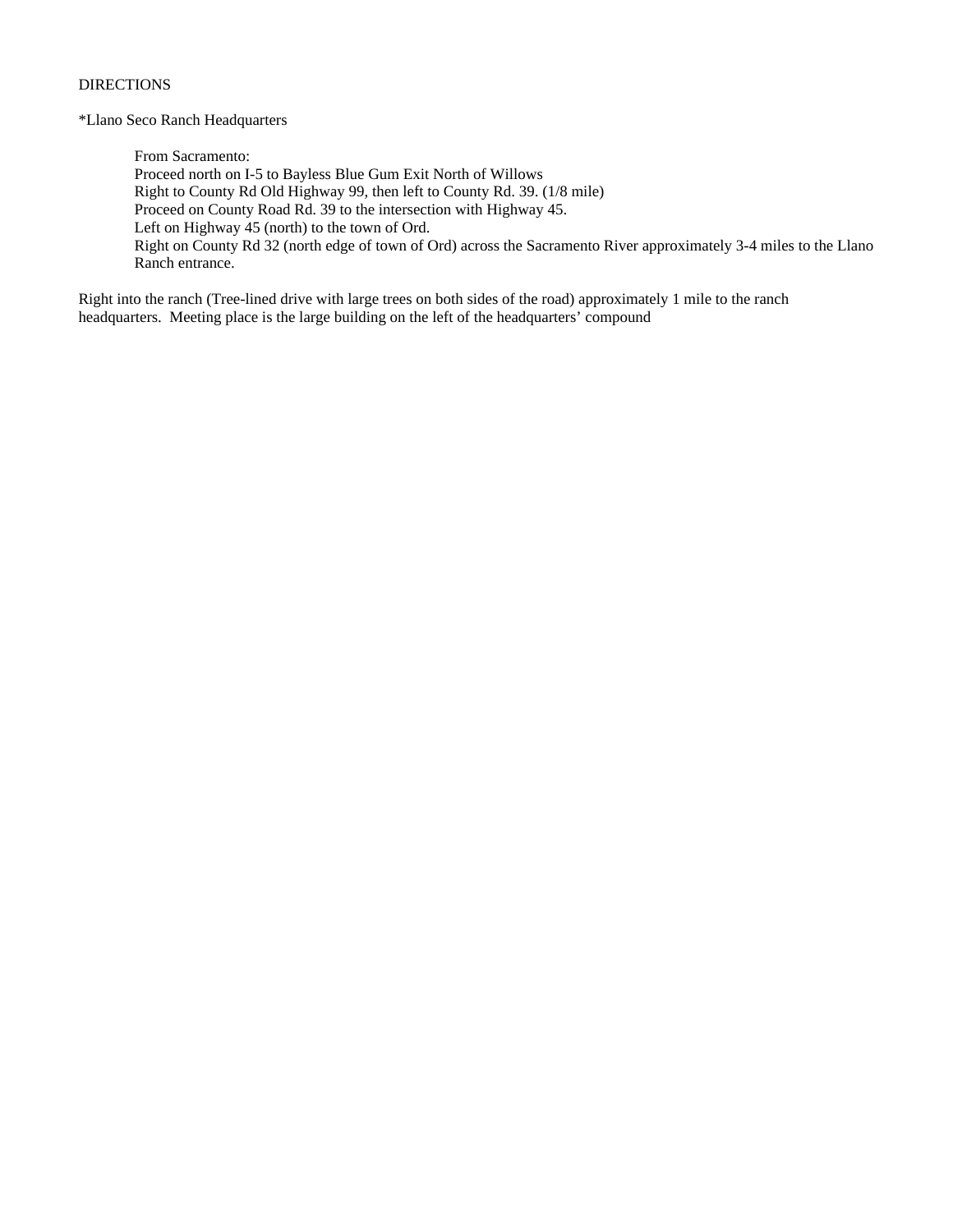DIRECTIONS

*Llano Seco Ranch Headquarters

> From Sacramento:
> Proceed north on I-5 to Bayless Blue Gum Exit North of Willows
> Right to County Rd Old Highway 99, then left to County Rd. 39. (1/8 mile)
> Proceed on County Road Rd. 39 to the intersection with Highway 45.
> Left on Highway 45 (north) to the town of Ord.
> Right on County Rd 32 (north edge of town of Ord) across the Sacramento River approximately 3-4 miles to the Llano Ranch entrance.

Right into the ranch (Tree-lined drive with large trees on both sides of the road) approximately 1 mile to the ranch headquarters.  Meeting place is the large building on the left of the headquarters' compound